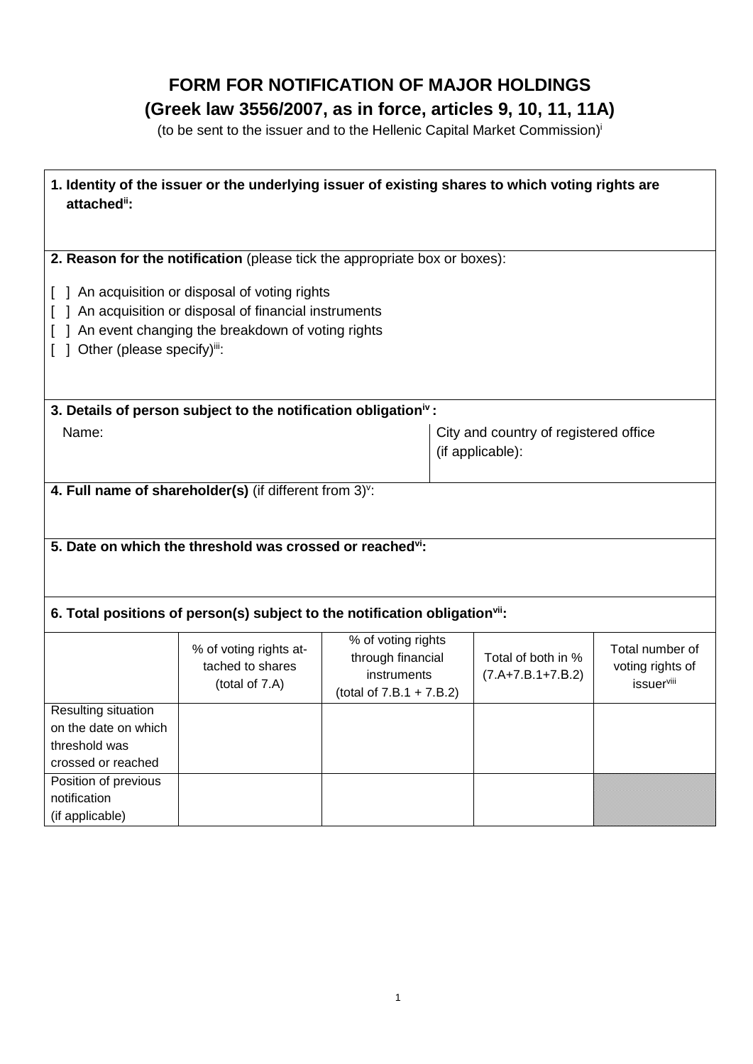# FORM FOR NOTIFICATION OF MAJOR HOLDINGS

## (Greek law 3556/2007, as in force, articles 9, 10, 11, 11A)

(to be sent to the issuer and to the Hellenic Capital Market Commission)[i]

**1. Identity of the issuer or the underlying issuer of existing shares to which voting rights are attached[ii]:**

**2. Reason for the notification** (please tick the appropriate box or boxes):

[ ] An acquisition or disposal of voting rights
[ ] An acquisition or disposal of financial instruments
[ ] An event changing the breakdown of voting rights
[ ] Other (please specify)[iii]:

**3. Details of person subject to the notification obligation[iv] :**

| Name: | City and country of registered office (if applicable): |
|---|---|
| | |

**4. Full name of shareholder(s)** (if different from 3)[v]:

**5. Date on which the threshold was crossed or reached[vi]:**

**6. Total positions of person(s) subject to the notification obligation[vii]:**

| | % of voting rights attached to shares (total of 7.A) | % of voting rights through financial instruments (total of 7.B.1 + 7.B.2) | Total of both in % (7.A+7.B.1+7.B.2) | Total number of voting rights of issuer[viii] |
|---|---|---|---|---|
| Resulting situation on the date on which threshold was crossed or reached | | | | |
| Position of previous notification (if applicable) | | | | |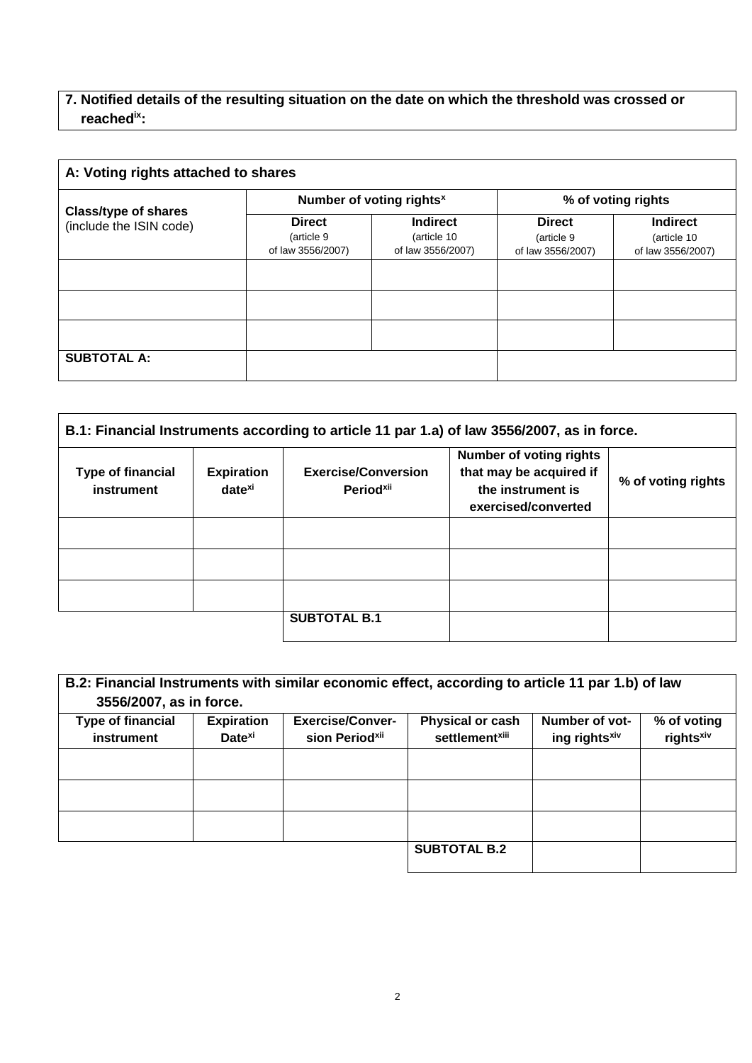**7. Notified details of the resulting situation on the date on which the threshold was crossed or reached[ix]:**

**A: Voting rights attached to shares**

| Class/type of shares (include the ISIN code) | Number of voting rights[x] | | % of voting rights | |
|---|---|---|---|---|
| | **Direct** (article 9 of law 3556/2007) | **Indirect** (article 10 of law 3556/2007) | **Direct** (article 9 of law 3556/2007) | **Indirect** (article 10 of law 3556/2007) |
| | | | | |
| | | | | |
| | | | | |
| **SUBTOTAL A:** | | | | |

**B.1: Financial Instruments according to article 11 par 1.a) of law 3556/2007, as in force.**

| Type of financial instrument | Expiration date[xi] | Exercise/Conversion Period[xii] | Number of voting rights that may be acquired if the instrument is exercised/converted | % of voting rights |
|---|---|---|---|---|
| | | | | |
| | | | | |
| | | | | |
| | | **SUBTOTAL B.1** | | |

**B.2: Financial Instruments with similar economic effect, according to article 11 par 1.b) of law 3556/2007, as in force.**

| Type of financial instrument | Expiration Date[xi] | Exercise/Conversion Period[xii] | Physical or cash settlement[xiii] | Number of voting rights[xiv] | % of voting rights[xiv] |
|---|---|---|---|---|---|
| | | | | | |
| | | | | | |
| | | | | | |
| | | | **SUBTOTAL B.2** | | |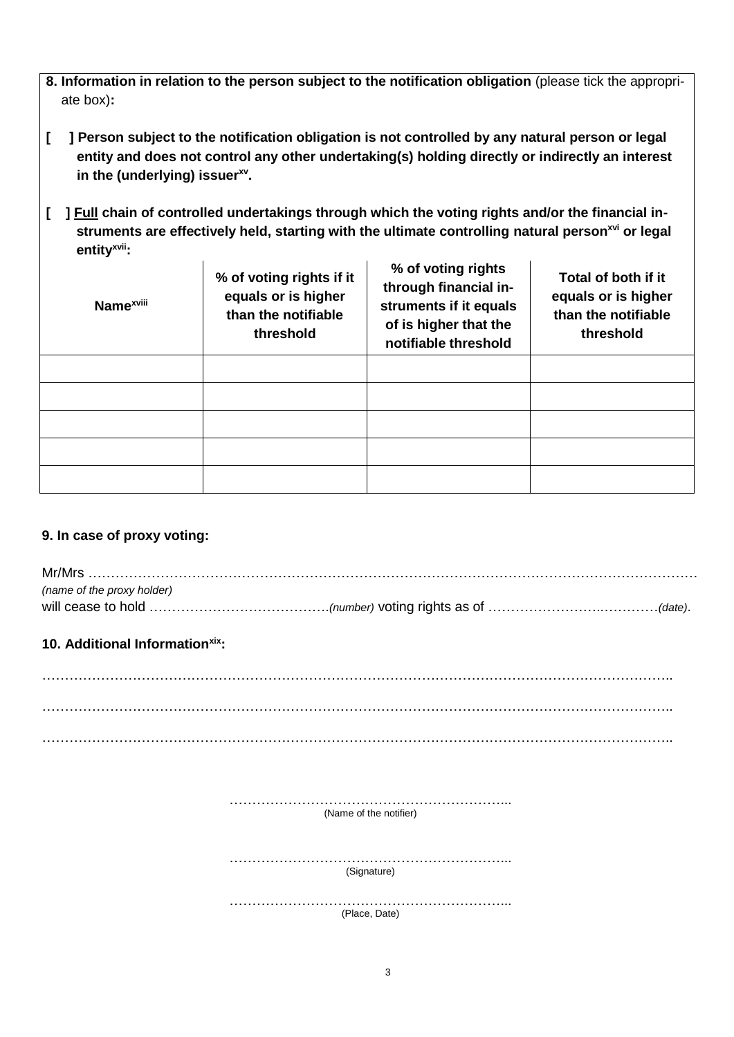**8. Information in relation to the person subject to the notification obligation** (please tick the appropriate box)**:**

**[ ] Person subject to the notification obligation is not controlled by any natural person or legal entity and does not control any other undertaking(s) holding directly or indirectly an interest in the (underlying) issuer[xv].**

**[ ] <u>Full</u> chain of controlled undertakings through which the voting rights and/or the financial instruments are effectively held, starting with the ultimate controlling natural person[xvi] or legal entity[xvii]:**

| Name[xviii] | % of voting rights if it equals or is higher than the notifiable threshold | % of voting rights through financial instruments if it equals of is higher that the notifiable threshold | Total of both if it equals or is higher than the notifiable threshold |
|---|---|---|---|
| | | | |
| | | | |
| | | | |
| | | | |
| | | | |

**9. In case of proxy voting:**

Mr/Mrs ………………………………………………………………………………………………………………
*(name of the proxy holder)*
will cease to hold ………………………………….*(number)* voting rights as of ………………………………*(date)*.

**10. Additional Information[xix]:**

……………………………………………………………………………………………………………………

……………………………………………………………………………………………………………………

……………………………………………………………………………………………………………………

……………………………………………………………
(Name of the notifier)

……………………………………………………………
(Signature)

……………………………………………………………
(Place, Date)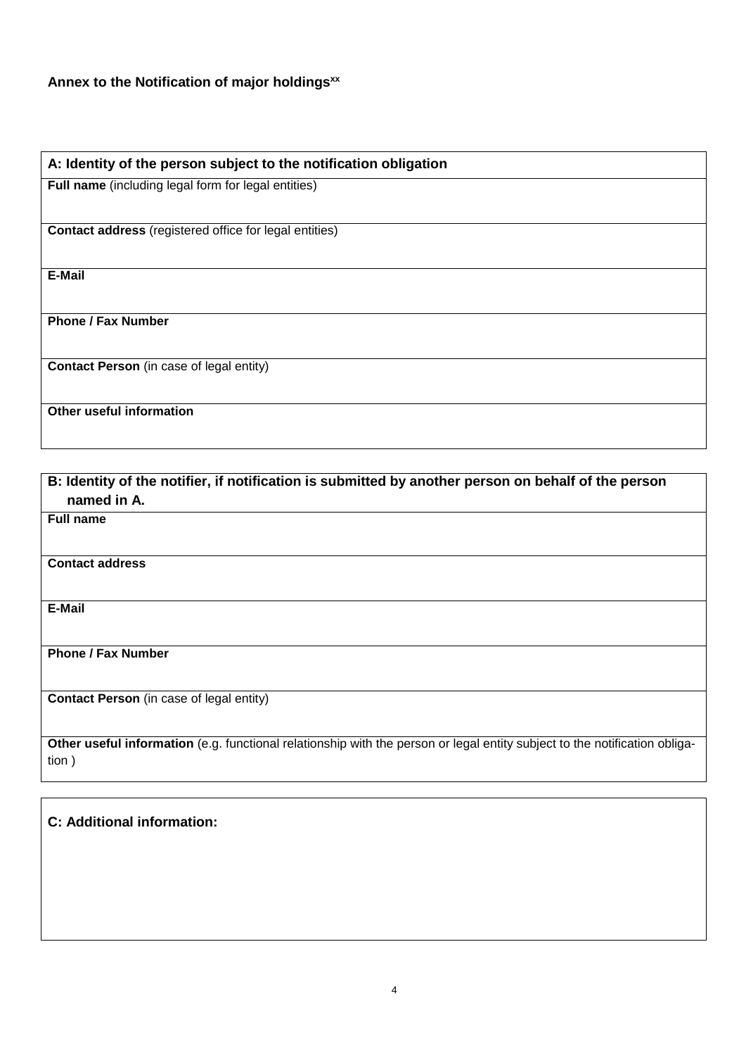**Annex to the Notification of major holdings**[xx]

| A: Identity of the person subject to the notification obligation |
| --- |
| **Full name** (including legal form for legal entities) |
| **Contact address** (registered office for legal entities) |
| **E-Mail** |
| **Phone / Fax Number** |
| **Contact Person** (in case of legal entity) |
| **Other useful information** |

| B: Identity of the notifier, if notification is submitted by another person on behalf of the person named in A. |
| --- |
| **Full name** |
| **Contact address** |
| **E-Mail** |
| **Phone / Fax Number** |
| **Contact Person** (in case of legal entity) |
| **Other useful information** (e.g. functional relationship with the person or legal entity subject to the notification obligation ) |

| C: Additional information: |
| --- |
| |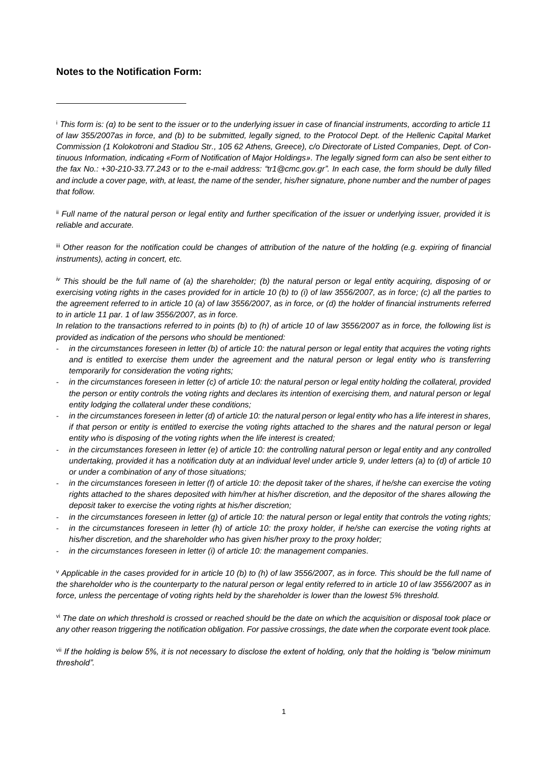## Notes to the Notification Form:

---

[i] *This form is: (α) to be sent to the issuer or to the underlying issuer in case of financial instruments, according to article 11 of law 355/2007as in force, and (b) to be submitted, legally signed, to the Protocol Dept. of the Hellenic Capital Market Commission (1 Kolokotroni and Stadiou Str., 105 62 Athens, Greece), c/o Directorate of Listed Companies, Dept. of Continuous Information, indicating «Form of Notification of Major Holdings». The legally signed form can also be sent either to the fax No.: +30-210-33.77.243 or to the e-mail address: "tr1@cmc.gov.gr". In each case, the form should be dully filled and include a cover page, with, at least, the name of the sender, his/her signature, phone number and the number of pages that follow.*

[ii] *Full name of the natural person or legal entity and further specification of the issuer or underlying issuer, provided it is reliable and accurate.*

[iii] *Other reason for the notification could be changes of attribution of the nature of the holding (e.g. expiring of financial instruments), acting in concert, etc.*

[iv] *This should be the full name of (a) the shareholder; (b) the natural person or legal entity acquiring, disposing of or exercising voting rights in the cases provided for in article 10 (b) to (i) of law 3556/2007, as in force; (c) all the parties to the agreement referred to in article 10 (a) of law 3556/2007, as in force, or (d) the holder of financial instruments referred to in article 11 par. 1 of law 3556/2007, as in force.*

*In relation to the transactions referred to in points (b) to (h) of article 10 of law 3556/2007 as in force, the following list is provided as indication of the persons who should be mentioned:*

- *in the circumstances foreseen in letter (b) of article 10: the natural person or legal entity that acquires the voting rights and is entitled to exercise them under the agreement and the natural person or legal entity who is transferring temporarily for consideration the voting rights;*
- *in the circumstances foreseen in letter (c) of article 10: the natural person or legal entity holding the collateral, provided the person or entity controls the voting rights and declares its intention of exercising them, and natural person or legal entity lodging the collateral under these conditions;*
- *in the circumstances foreseen in letter (d) of article 10: the natural person or legal entity who has a life interest in shares, if that person or entity is entitled to exercise the voting rights attached to the shares and the natural person or legal entity who is disposing of the voting rights when the life interest is created;*
- *in the circumstances foreseen in letter (e) of article 10: the controlling natural person or legal entity and any controlled undertaking, provided it has a notification duty at an individual level under article 9, under letters (a) to (d) of article 10 or under a combination of any of those situations;*
- *in the circumstances foreseen in letter (f) of article 10: the deposit taker of the shares, if he/she can exercise the voting rights attached to the shares deposited with him/her at his/her discretion, and the depositor of the shares allowing the deposit taker to exercise the voting rights at his/her discretion;*
- *in the circumstances foreseen in letter (g) of article 10: the natural person or legal entity that controls the voting rights;*
- *in the circumstances foreseen in letter (h) of article 10: the proxy holder, if he/she can exercise the voting rights at his/her discretion, and the shareholder who has given his/her proxy to the proxy holder;*
- *in the circumstances foreseen in letter (i) of article 10: the management companies.*

[v] *Applicable in the cases provided for in article 10 (b) to (h) of law 3556/2007, as in force. This should be the full name of the shareholder who is the counterparty to the natural person or legal entity referred to in article 10 of law 3556/2007 as in force, unless the percentage of voting rights held by the shareholder is lower than the lowest 5% threshold.*

[vi] *The date on which threshold is crossed or reached should be the date on which the acquisition or disposal took place or any other reason triggering the notification obligation. For passive crossings, the date when the corporate event took place.*

[vii] *If the holding is below 5%, it is not necessary to disclose the extent of holding, only that the holding is "below minimum threshold".*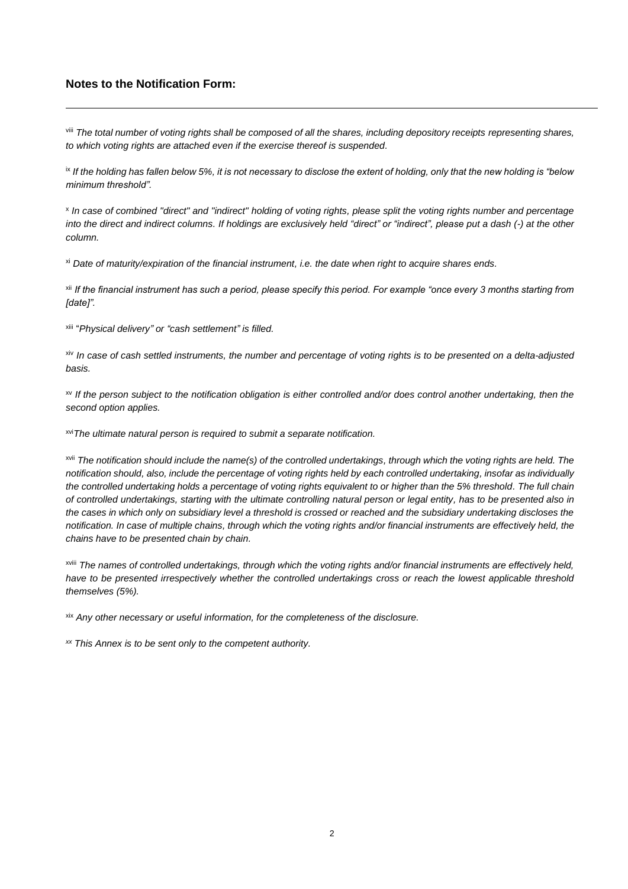**Notes to the Notification Form:**

---

[viii] *The total number of voting rights shall be composed of all the shares, including depository receipts representing shares, to which voting rights are attached even if the exercise thereof is suspended.*

[ix] *If the holding has fallen below 5%, it is not necessary to disclose the extent of holding, only that the new holding is "below minimum threshold".*

[x] *In case of combined "direct" and "indirect" holding of voting rights, please split the voting rights number and percentage into the direct and indirect columns. If holdings are exclusively held "direct" or "indirect", please put a dash (-) at the other column.*

[xi] *Date of maturity/expiration of the financial instrument, i.e. the date when right to acquire shares ends.*

[xii] *If the financial instrument has such a period, please specify this period. For example "once every 3 months starting from [date]".*

[xiii] "*Physical delivery" or "cash settlement" is filled.*

[xiv] *In case of cash settled instruments, the number and percentage of voting rights is to be presented on a delta-adjusted basis.*

[xv] *If the person subject to the notification obligation is either controlled and/or does control another undertaking, then the second option applies.*

[xvi] *The ultimate natural person is required to submit a separate notification.*

[xvii] *The notification should include the name(s) of the controlled undertakings, through which the voting rights are held. The notification should, also, include the percentage of voting rights held by each controlled undertaking, insofar as individually the controlled undertaking holds a percentage of voting rights equivalent to or higher than the 5% threshold. The full chain of controlled undertakings, starting with the ultimate controlling natural person or legal entity, has to be presented also in the cases in which only on subsidiary level a threshold is crossed or reached and the subsidiary undertaking discloses the notification. In case of multiple chains, through which the voting rights and/or financial instruments are effectively held, the chains have to be presented chain by chain.*

[xviii] *The names of controlled undertakings, through which the voting rights and/or financial instruments are effectively held, have to be presented irrespectively whether the controlled undertakings cross or reach the lowest applicable threshold themselves (5%).*

[xix] *Any other necessary or useful information, for the completeness of the disclosure.*

[xx] *This Annex is to be sent only to the competent authority.*